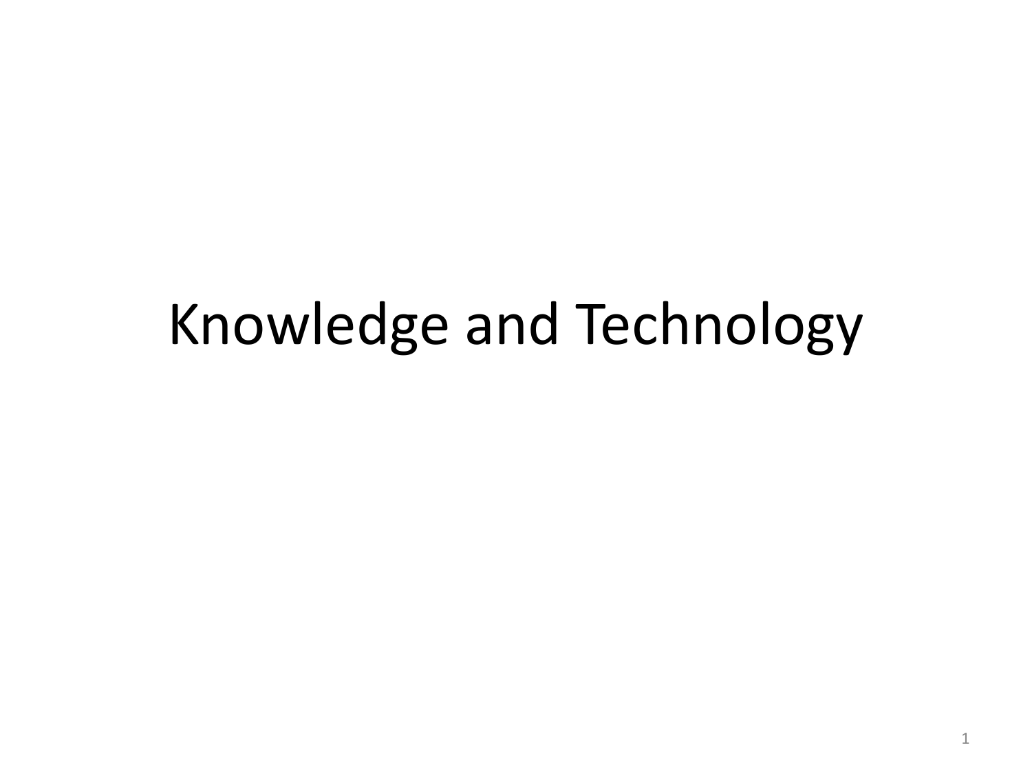# Knowledge and Technology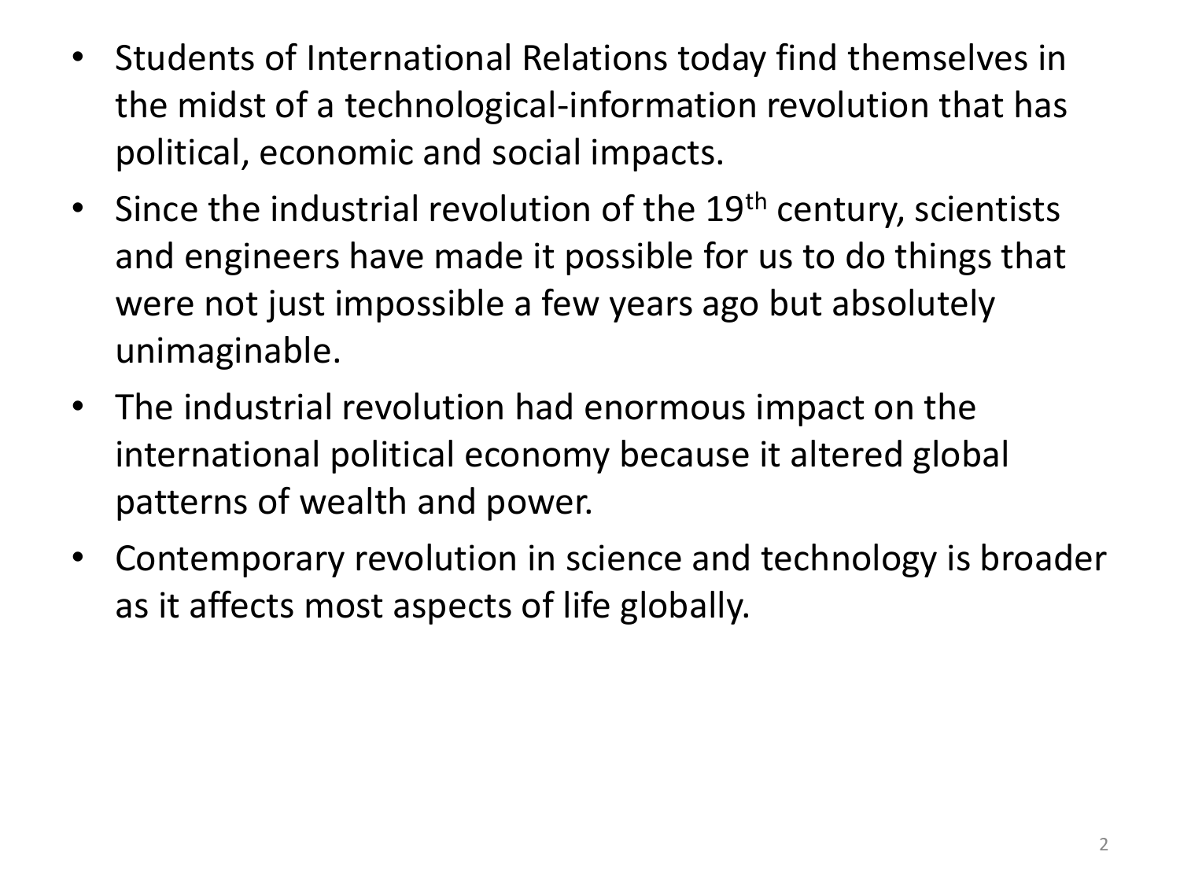- Students of International Relations today find themselves in the midst of a technological-information revolution that has political, economic and social impacts.
- Since the industrial revolution of the 19th century, scientists and engineers have made it possible for us to do things that were not just impossible a few years ago but absolutely unimaginable.
- The industrial revolution had enormous impact on the international political economy because it altered global patterns of wealth and power.
- Contemporary revolution in science and technology is broader as it affects most aspects of life globally.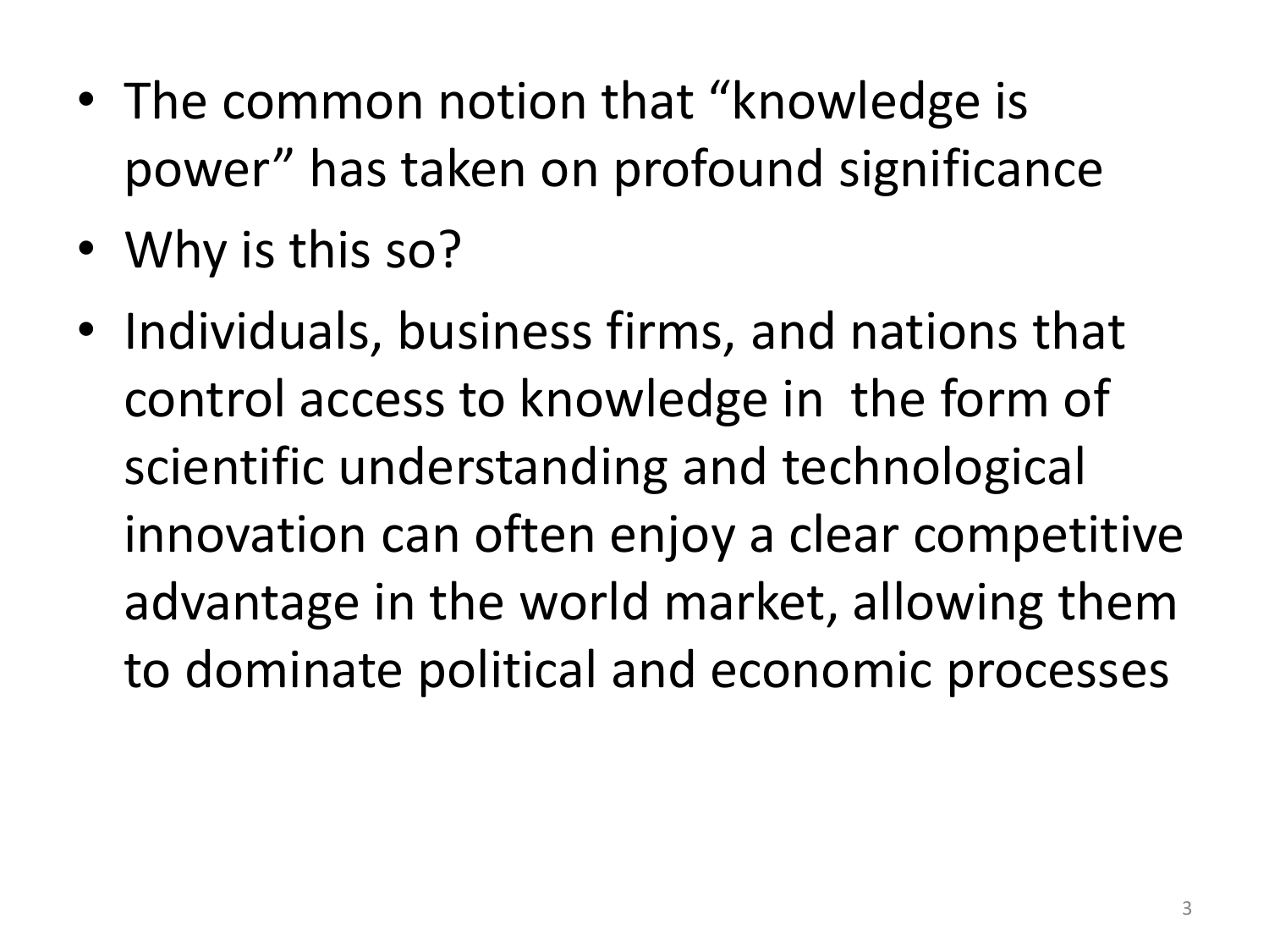- The common notion that "knowledge is power" has taken on profound significance
- Why is this so?
- Individuals, business firms, and nations that control access to knowledge in the form of scientific understanding and technological innovation can often enjoy a clear competitive advantage in the world market, allowing them to dominate political and economic processes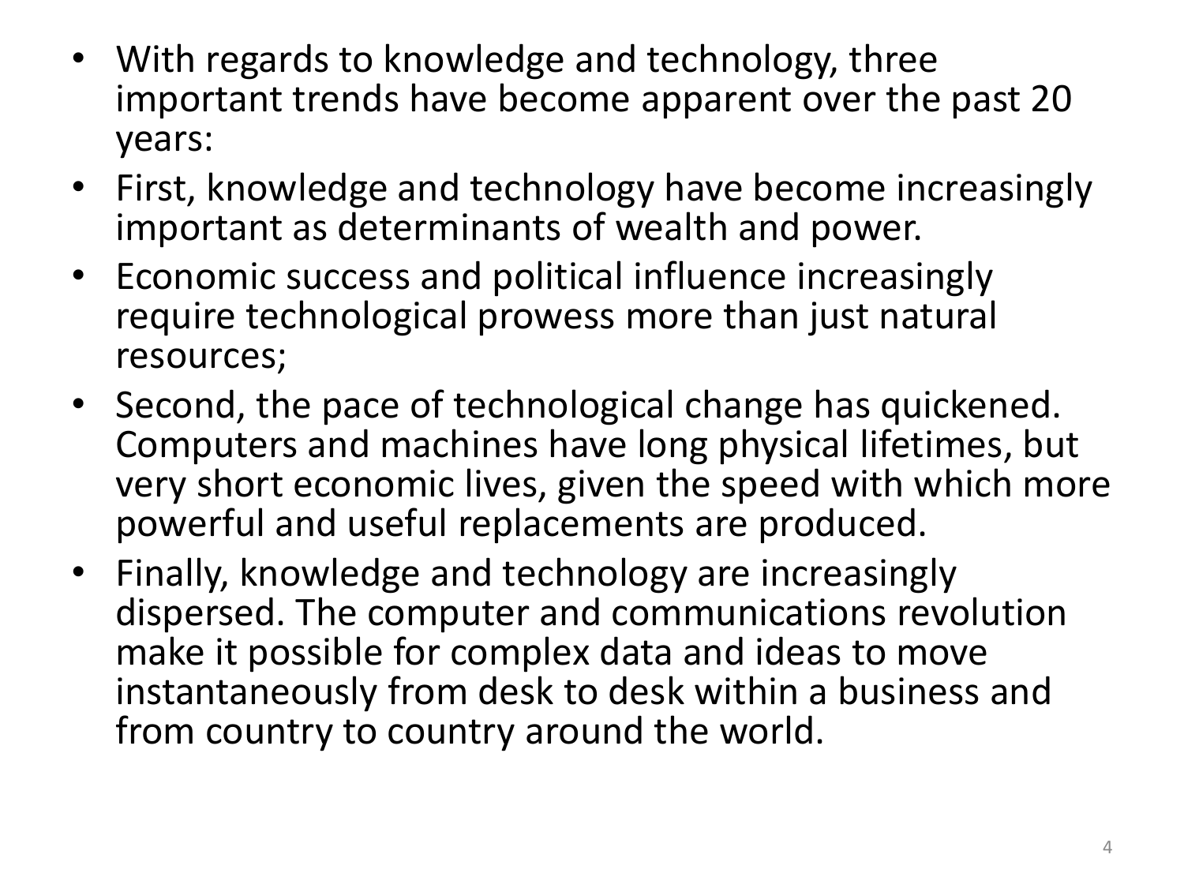- With regards to knowledge and technology, three important trends have become apparent over the past 20 years:
- First, knowledge and technology have become increasingly important as determinants of wealth and power.
- Economic success and political influence increasingly require technological prowess more than just natural resources;
- Second, the pace of technological change has quickened. Computers and machines have long physical lifetimes, but very short economic lives, given the speed with which more powerful and useful replacements are produced.
- Finally, knowledge and technology are increasingly dispersed. The computer and communications revolution make it possible for complex data and ideas to move instantaneously from desk to desk within a business and from country to country around the world.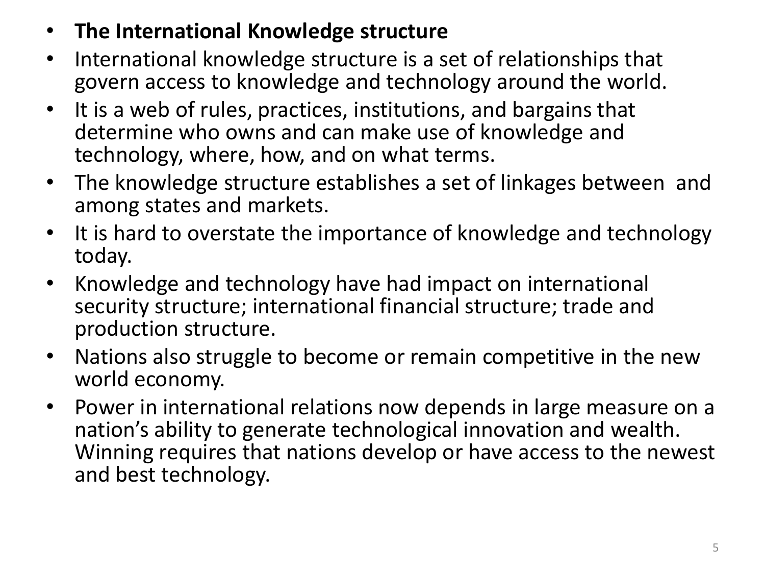- **The International Knowledge structure**
- International knowledge structure is a set of relationships that govern access to knowledge and technology around the world.
- It is a web of rules, practices, institutions, and bargains that determine who owns and can make use of knowledge and technology, where, how, and on what terms.
- The knowledge structure establishes a set of linkages between and among states and markets.
- It is hard to overstate the importance of knowledge and technology today.
- Knowledge and technology have had impact on international security structure; international financial structure; trade and production structure.
- Nations also struggle to become or remain competitive in the new world economy.
- Power in international relations now depends in large measure on a nation's ability to generate technological innovation and wealth. Winning requires that nations develop or have access to the newest and best technology.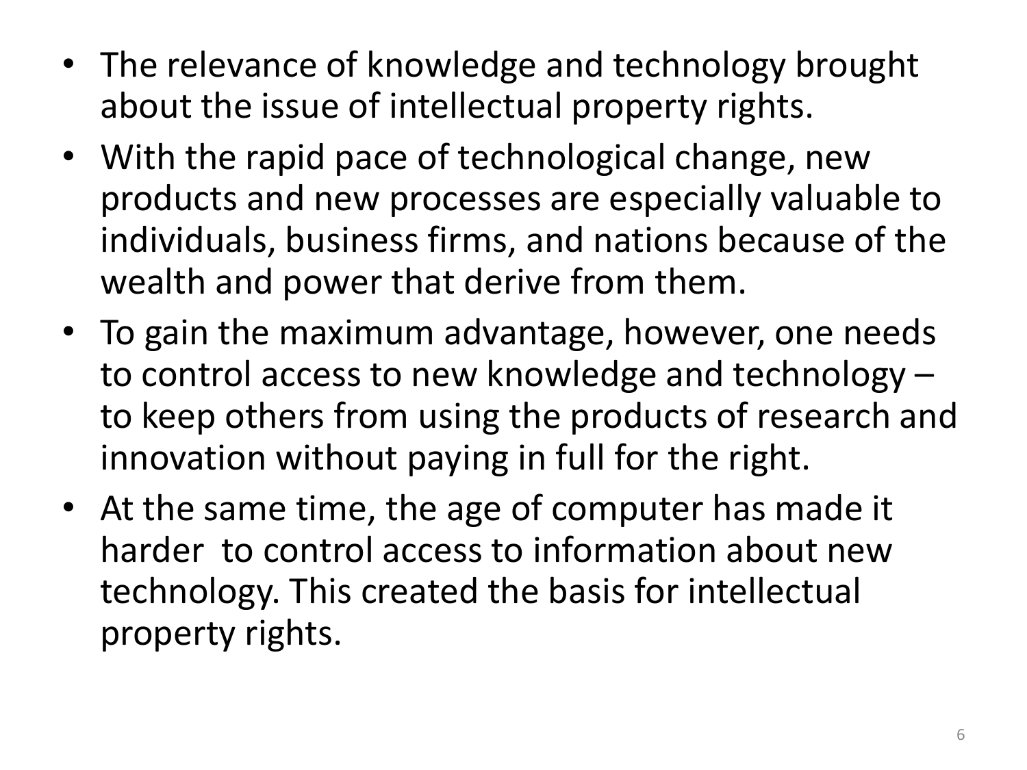- The relevance of knowledge and technology brought about the issue of intellectual property rights.
- With the rapid pace of technological change, new products and new processes are especially valuable to individuals, business firms, and nations because of the wealth and power that derive from them.
- To gain the maximum advantage, however, one needs to control access to new knowledge and technology – to keep others from using the products of research and innovation without paying in full for the right.
- At the same time, the age of computer has made it harder  to control access to information about new technology. This created the basis for intellectual property rights.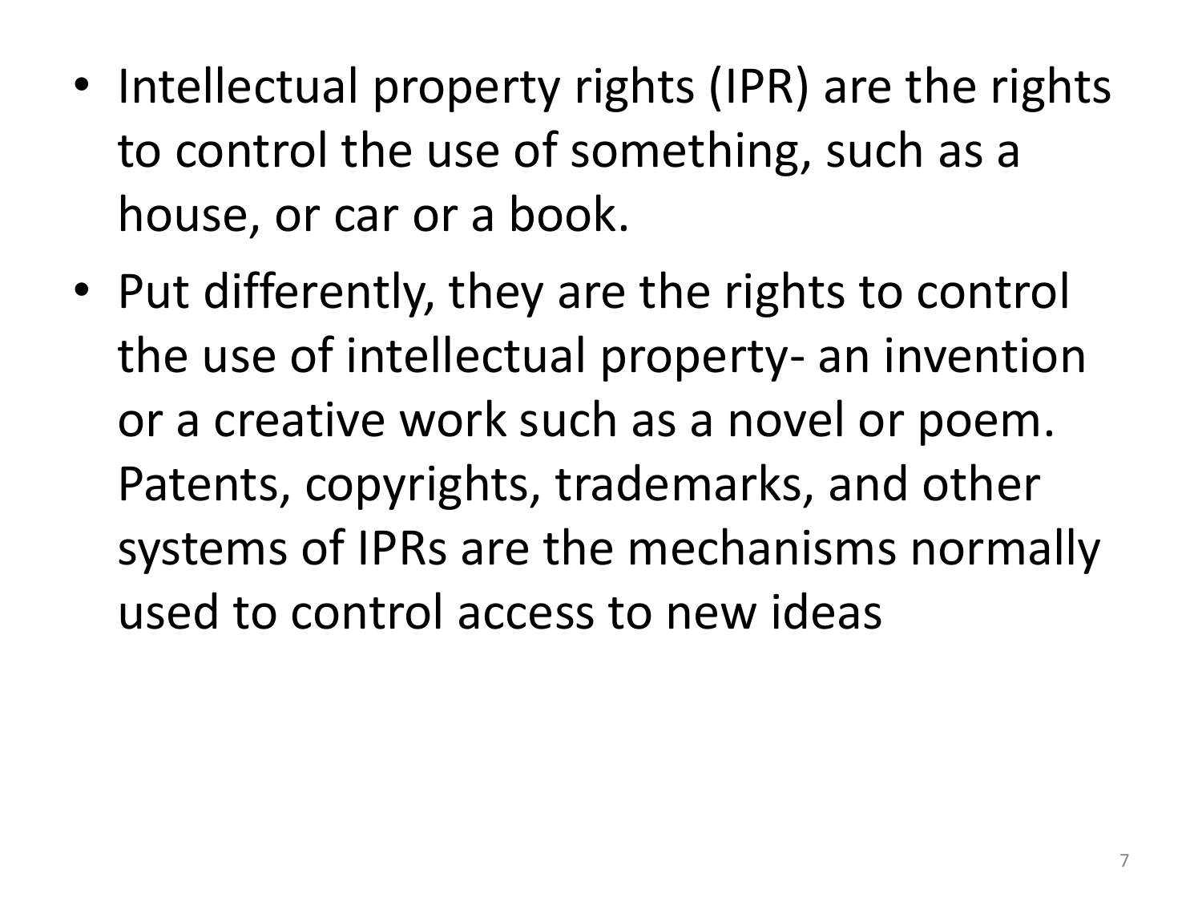- Intellectual property rights (IPR) are the rights to control the use of something, such as a house, or car or a book.
- Put differently, they are the rights to control the use of intellectual property- an invention or a creative work such as a novel or poem. Patents, copyrights, trademarks, and other systems of IPRs are the mechanisms normally used to control access to new ideas